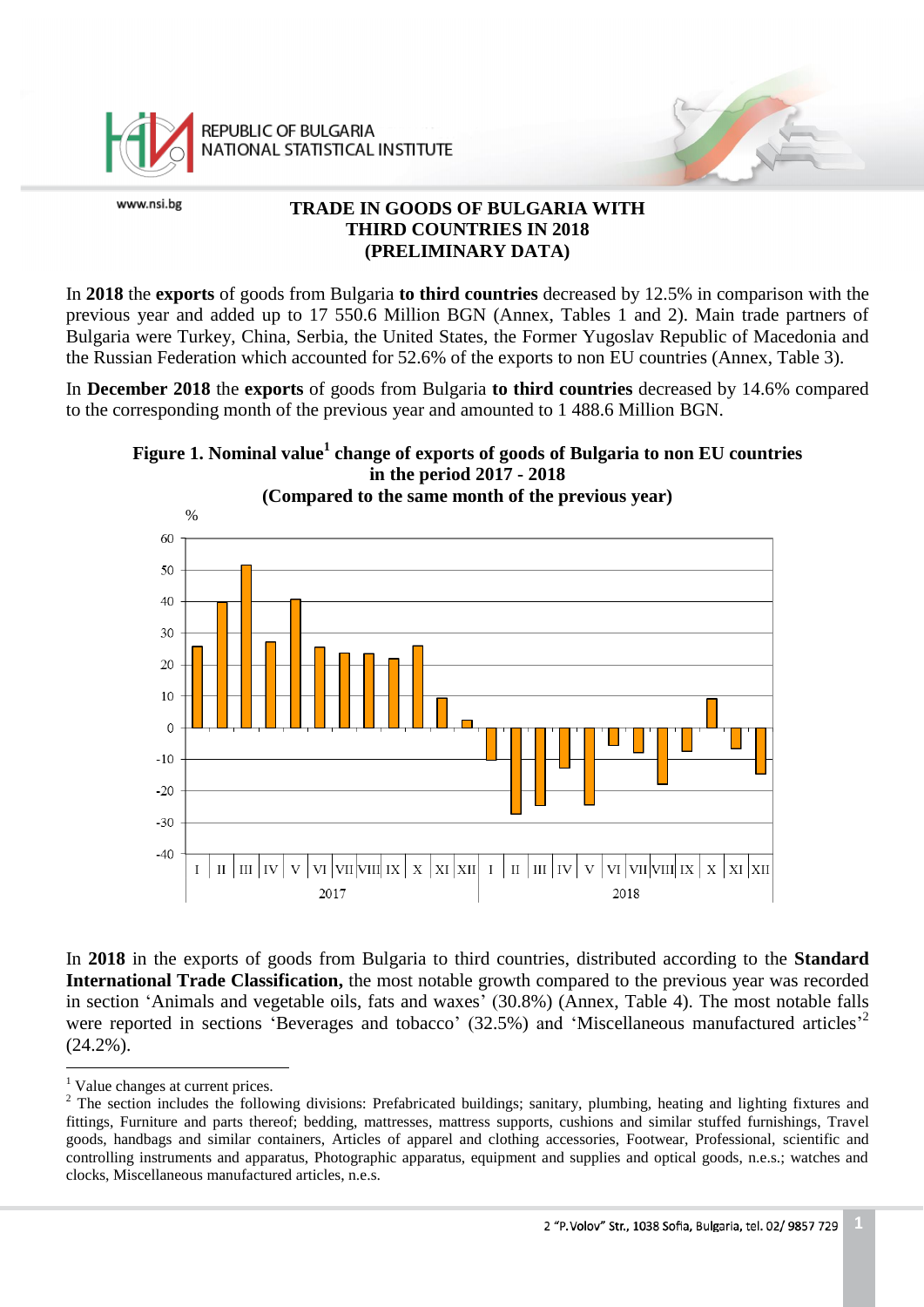REPUBLIC OF BULGARIA
NATIONAL STATISTICAL INSTITUTE

www.nsi.bg

# TRADE IN GOODS OF BULGARIA WITH THIRD COUNTRIES IN 2018 (PRELIMINARY DATA)

In **2018** the **exports** of goods from Bulgaria **to third countries** decreased by 12.5% in comparison with the previous year and added up to 17 550.6 Million BGN (Annex, Tables 1 and 2). Main trade partners of Bulgaria were Turkey, China, Serbia, the United States, the Former Yugoslav Republic of Macedonia and the Russian Federation which accounted for 52.6% of the exports to non EU countries (Annex, Table 3).

In **December 2018** the **exports** of goods from Bulgaria **to third countries** decreased by 14.6% compared to the corresponding month of the previous year and amounted to 1 488.6 Million BGN.

**Figure 1. Nominal value[1] change of exports of goods of Bulgaria to non EU countries in the period 2017 - 2018 (Compared to the same month of the previous year)**

In **2018** in the exports of goods from Bulgaria to third countries, distributed according to the **Standard International Trade Classification,** the most notable growth compared to the previous year was recorded in section 'Animals and vegetable oils, fats and waxes' (30.8%) (Annex, Table 4). The most notable falls were reported in sections 'Beverages and tobacco' (32.5%) and 'Miscellaneous manufactured articles'[2] (24.2%).

---

[1] Value changes at current prices.

[2] The section includes the following divisions: Prefabricated buildings; sanitary, plumbing, heating and lighting fixtures and fittings, Furniture and parts thereof; bedding, mattresses, mattress supports, cushions and similar stuffed furnishings, Travel goods, handbags and similar containers, Articles of apparel and clothing accessories, Footwear, Professional, scientific and controlling instruments and apparatus, Photographic apparatus, equipment and supplies and optical goods, n.e.s.; watches and clocks, Miscellaneous manufactured articles, n.e.s.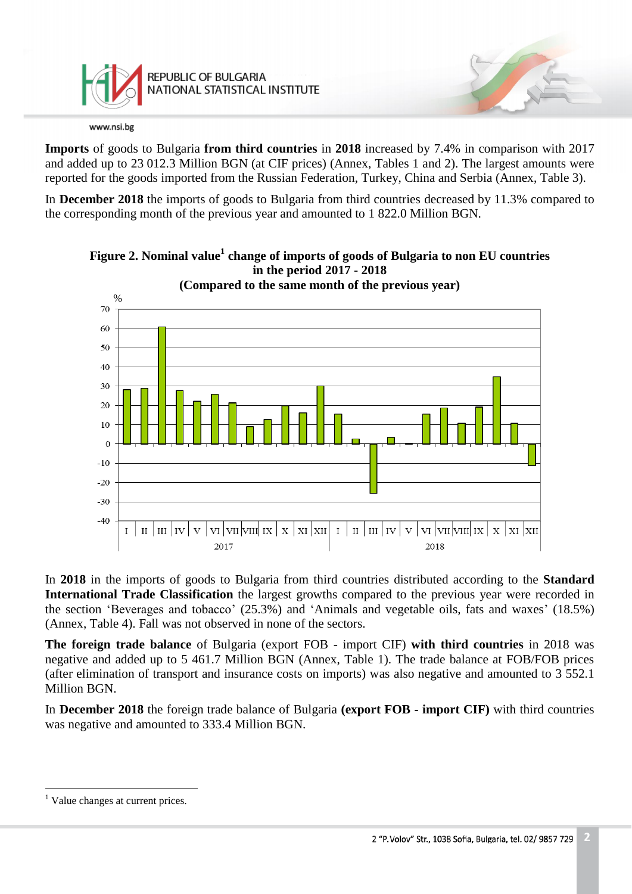**Imports** of goods to Bulgaria **from third countries** in **2018** increased by 7.4% in comparison with 2017 and added up to 23 012.3 Million BGN (at CIF prices) (Annex, Tables 1 and 2). The largest amounts were reported for the goods imported from the Russian Federation, Turkey, China and Serbia (Annex, Table 3).

In **December 2018** the imports of goods to Bulgaria from third countries decreased by 11.3% compared to the corresponding month of the previous year and amounted to 1 822.0 Million BGN.

**Figure 2. Nominal value[1] change of imports of goods of Bulgaria to non EU countries in the period 2017 - 2018**
**(Compared to the same month of the previous year)**

In **2018** in the imports of goods to Bulgaria from third countries distributed according to the **Standard International Trade Classification** the largest growths compared to the previous year were recorded in the section 'Beverages and tobacco' (25.3%) and 'Animals and vegetable oils, fats and waxes' (18.5%) (Annex, Table 4). Fall was not observed in none of the sectors.

**The foreign trade balance** of Bulgaria (export FOB - import CIF) **with third countries** in 2018 was negative and added up to 5 461.7 Million BGN (Annex, Table 1). The trade balance at FOB/FOB prices (after elimination of transport and insurance costs on imports) was also negative and amounted to 3 552.1 Million BGN.

In **December 2018** the foreign trade balance of Bulgaria **(export FOB - import CIF)** with third countries was negative and amounted to 333.4 Million BGN.

---

[1] Value changes at current prices.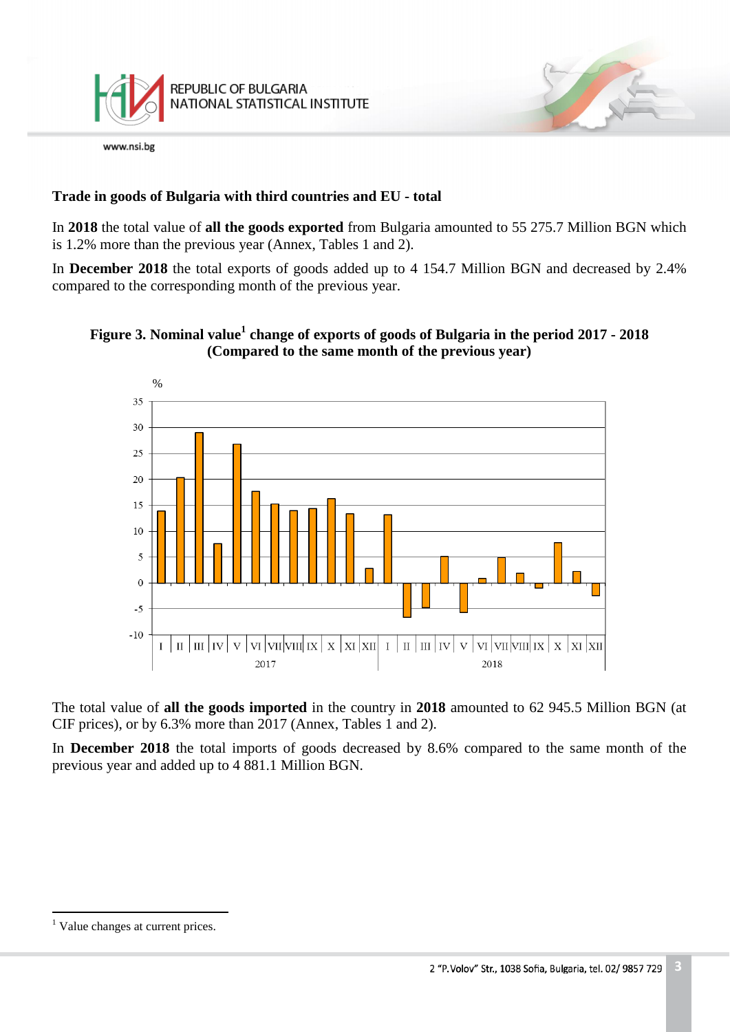### Trade in goods of Bulgaria with third countries and EU - total

In **2018** the total value of **all the goods exported** from Bulgaria amounted to 55 275.7 Million BGN which is 1.2% more than the previous year (Annex, Tables 1 and 2).

In **December 2018** the total exports of goods added up to 4 154.7 Million BGN and decreased by 2.4% compared to the corresponding month of the previous year.

**Figure 3. Nominal value[1] change of exports of goods of Bulgaria in the period 2017 - 2018 (Compared to the same month of the previous year)**

The total value of **all the goods imported** in the country in **2018** amounted to 62 945.5 Million BGN (at CIF prices), or by 6.3% more than 2017 (Annex, Tables 1 and 2).

In **December 2018** the total imports of goods decreased by 8.6% compared to the same month of the previous year and added up to 4 881.1 Million BGN.

[1] Value changes at current prices.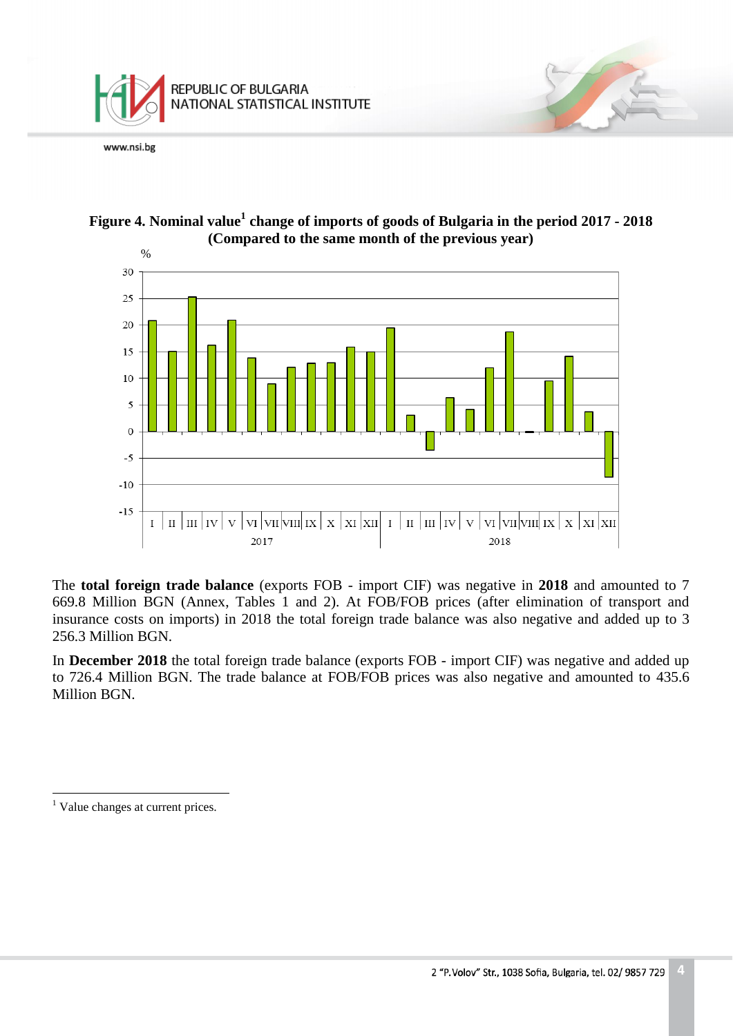**Figure 4. Nominal value[1] change of imports of goods of Bulgaria in the period 2017 - 2018 (Compared to the same month of the previous year)**

The **total foreign trade balance** (exports FOB - import CIF) was negative in **2018** and amounted to 7 669.8 Million BGN (Annex, Tables 1 and 2). At FOB/FOB prices (after elimination of transport and insurance costs on imports) in 2018 the total foreign trade balance was also negative and added up to 3 256.3 Million BGN.

In **December 2018** the total foreign trade balance (exports FOB - import CIF) was negative and added up to 726.4 Million BGN. The trade balance at FOB/FOB prices was also negative and amounted to 435.6 Million BGN.

---

[1] Value changes at current prices.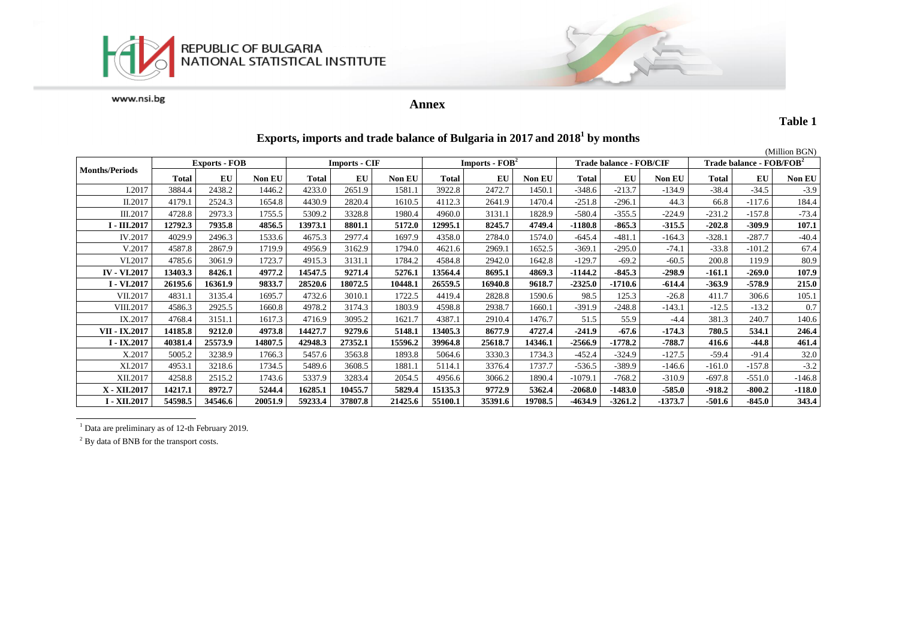## Annex

**Table 1**

### Exports, imports and trade balance of Bulgaria in 2017 and 2018[1] by months

(Million BGN)

| Months/Periods | Exports - FOB | | | Imports - CIF | | | Imports - FOB[2] | | | Trade balance - FOB/CIF | | | Trade balance - FOB/FOB[2] | | |
|---|---|---|---|---|---|---|---|---|---|---|---|---|---|---|---|
| | Total | EU | Non EU | Total | EU | Non EU | Total | EU | Non EU | Total | EU | Non EU | Total | EU | Non EU |
| I.2017 | 3884.4 | 2438.2 | 1446.2 | 4233.0 | 2651.9 | 1581.1 | 3922.8 | 2472.7 | 1450.1 | -348.6 | -213.7 | -134.9 | -38.4 | -34.5 | -3.9 |
| II.2017 | 4179.1 | 2524.3 | 1654.8 | 4430.9 | 2820.4 | 1610.5 | 4112.3 | 2641.9 | 1470.4 | -251.8 | -296.1 | 44.3 | 66.8 | -117.6 | 184.4 |
| III.2017 | 4728.8 | 2973.3 | 1755.5 | 5309.2 | 3328.8 | 1980.4 | 4960.0 | 3131.1 | 1828.9 | -580.4 | -355.5 | -224.9 | -231.2 | -157.8 | -73.4 |
| **I - III.2017** | **12792.3** | **7935.8** | **4856.5** | **13973.1** | **8801.1** | **5172.0** | **12995.1** | **8245.7** | **4749.4** | **-1180.8** | **-865.3** | **-315.5** | **-202.8** | **-309.9** | **107.1** |
| IV.2017 | 4029.9 | 2496.3 | 1533.6 | 4675.3 | 2977.4 | 1697.9 | 4358.0 | 2784.0 | 1574.0 | -645.4 | -481.1 | -164.3 | -328.1 | -287.7 | -40.4 |
| V.2017 | 4587.8 | 2867.9 | 1719.9 | 4956.9 | 3162.9 | 1794.0 | 4621.6 | 2969.1 | 1652.5 | -369.1 | -295.0 | -74.1 | -33.8 | -101.2 | 67.4 |
| VI.2017 | 4785.6 | 3061.9 | 1723.7 | 4915.3 | 3131.1 | 1784.2 | 4584.8 | 2942.0 | 1642.8 | -129.7 | -69.2 | -60.5 | 200.8 | 119.9 | 80.9 |
| **IV - VI.2017** | **13403.3** | **8426.1** | **4977.2** | **14547.5** | **9271.4** | **5276.1** | **13564.4** | **8695.1** | **4869.3** | **-1144.2** | **-845.3** | **-298.9** | **-161.1** | **-269.0** | **107.9** |
| **I - VI.2017** | **26195.6** | **16361.9** | **9833.7** | **28520.6** | **18072.5** | **10448.1** | **26559.5** | **16940.8** | **9618.7** | **-2325.0** | **-1710.6** | **-614.4** | **-363.9** | **-578.9** | **215.0** |
| VII.2017 | 4831.1 | 3135.4 | 1695.7 | 4732.6 | 3010.1 | 1722.5 | 4419.4 | 2828.8 | 1590.6 | 98.5 | 125.3 | -26.8 | 411.7 | 306.6 | 105.1 |
| VIII.2017 | 4586.3 | 2925.5 | 1660.8 | 4978.2 | 3174.3 | 1803.9 | 4598.8 | 2938.7 | 1660.1 | -391.9 | -248.8 | -143.1 | -12.5 | -13.2 | 0.7 |
| IX.2017 | 4768.4 | 3151.1 | 1617.3 | 4716.9 | 3095.2 | 1621.7 | 4387.1 | 2910.4 | 1476.7 | 51.5 | 55.9 | -4.4 | 381.3 | 240.7 | 140.6 |
| **VII - IX.2017** | **14185.8** | **9212.0** | **4973.8** | **14427.7** | **9279.6** | **5148.1** | **13405.3** | **8677.9** | **4727.4** | **-241.9** | **-67.6** | **-174.3** | **780.5** | **534.1** | **246.4** |
| **I - IX.2017** | **40381.4** | **25573.9** | **14807.5** | **42948.3** | **27352.1** | **15596.2** | **39964.8** | **25618.7** | **14346.1** | **-2566.9** | **-1778.2** | **-788.7** | **416.6** | **-44.8** | **461.4** |
| X.2017 | 5005.2 | 3238.9 | 1766.3 | 5457.6 | 3563.8 | 1893.8 | 5064.6 | 3330.3 | 1734.3 | -452.4 | -324.9 | -127.5 | -59.4 | -91.4 | 32.0 |
| XI.2017 | 4953.1 | 3218.6 | 1734.5 | 5489.6 | 3608.5 | 1881.1 | 5114.1 | 3376.4 | 1737.7 | -536.5 | -389.9 | -146.6 | -161.0 | -157.8 | -3.2 |
| XII.2017 | 4258.8 | 2515.2 | 1743.6 | 5337.9 | 3283.4 | 2054.5 | 4956.6 | 3066.2 | 1890.4 | -1079.1 | -768.2 | -310.9 | -697.8 | -551.0 | -146.8 |
| **X - XII.2017** | **14217.1** | **8972.7** | **5244.4** | **16285.1** | **10455.7** | **5829.4** | **15135.3** | **9772.9** | **5362.4** | **-2068.0** | **-1483.0** | **-585.0** | **-918.2** | **-800.2** | **-118.0** |
| **I - XII.2017** | **54598.5** | **34546.6** | **20051.9** | **59233.4** | **37807.8** | **21425.6** | **55100.1** | **35391.6** | **19708.5** | **-4634.9** | **-3261.2** | **-1373.7** | **-501.6** | **-845.0** | **343.4** |

[1] Data are preliminary as of 12-th February 2019.

[2] By data of BNB for the transport costs.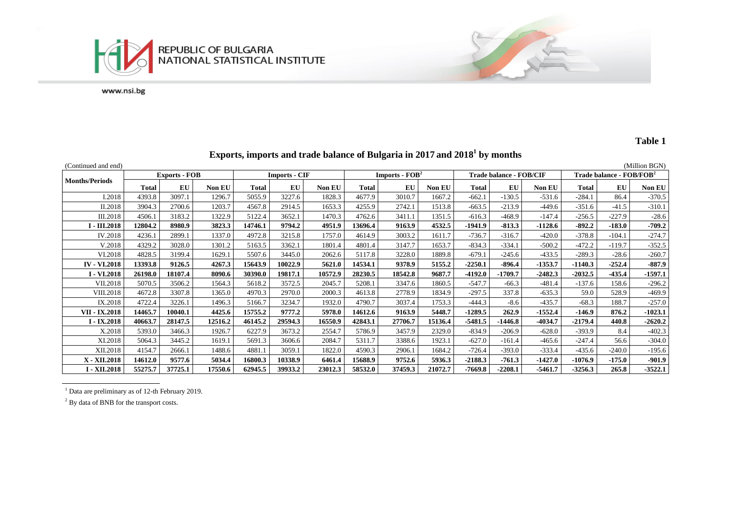REPUBLIC OF BULGARIA
NATIONAL STATISTICAL INSTITUTE

www.nsi.bg

**Table 1**

## Exports, imports and trade balance of Bulgaria in 2017 and 2018[1] by months

(Continued and end) (Million BGN)

| Months/Periods | Exports - FOB | | | Imports - CIF | | | Imports - FOB[2] | | | Trade balance - FOB/CIF | | | Trade balance - FOB/FOB[2] | | |
|---|---|---|---|---|---|---|---|---|---|---|---|---|---|---|---|
| | Total | EU | Non EU | Total | EU | Non EU | Total | EU | Non EU | Total | EU | Non EU | Total | EU | Non EU |
| I.2018 | 4393.8 | 3097.1 | 1296.7 | 5055.9 | 3227.6 | 1828.3 | 4677.9 | 3010.7 | 1667.2 | -662.1 | -130.5 | -531.6 | -284.1 | 86.4 | -370.5 |
| II.2018 | 3904.3 | 2700.6 | 1203.7 | 4567.8 | 2914.5 | 1653.3 | 4255.9 | 2742.1 | 1513.8 | -663.5 | -213.9 | -449.6 | -351.6 | -41.5 | -310.1 |
| III.2018 | 4506.1 | 3183.2 | 1322.9 | 5122.4 | 3652.1 | 1470.3 | 4762.6 | 3411.1 | 1351.5 | -616.3 | -468.9 | -147.4 | -256.5 | -227.9 | -28.6 |
| **I - III.2018** | **12804.2** | **8980.9** | **3823.3** | **14746.1** | **9794.2** | **4951.9** | **13696.4** | **9163.9** | **4532.5** | **-1941.9** | **-813.3** | **-1128.6** | **-892.2** | **-183.0** | **-709.2** |
| IV.2018 | 4236.1 | 2899.1 | 1337.0 | 4972.8 | 3215.8 | 1757.0 | 4614.9 | 3003.2 | 1611.7 | -736.7 | -316.7 | -420.0 | -378.8 | -104.1 | -274.7 |
| V.2018 | 4329.2 | 3028.0 | 1301.2 | 5163.5 | 3362.1 | 1801.4 | 4801.4 | 3147.7 | 1653.7 | -834.3 | -334.1 | -500.2 | -472.2 | -119.7 | -352.5 |
| VI.2018 | 4828.5 | 3199.4 | 1629.1 | 5507.6 | 3445.0 | 2062.6 | 5117.8 | 3228.0 | 1889.8 | -679.1 | -245.6 | -433.5 | -289.3 | -28.6 | -260.7 |
| **IV - VI.2018** | **13393.8** | **9126.5** | **4267.3** | **15643.9** | **10022.9** | **5621.0** | **14534.1** | **9378.9** | **5155.2** | **-2250.1** | **-896.4** | **-1353.7** | **-1140.3** | **-252.4** | **-887.9** |
| **I - VI.2018** | **26198.0** | **18107.4** | **8090.6** | **30390.0** | **19817.1** | **10572.9** | **28230.5** | **18542.8** | **9687.7** | **-4192.0** | **-1709.7** | **-2482.3** | **-2032.5** | **-435.4** | **-1597.1** |
| VII.2018 | 5070.5 | 3506.2 | 1564.3 | 5618.2 | 3572.5 | 2045.7 | 5208.1 | 3347.6 | 1860.5 | -547.7 | -66.3 | -481.4 | -137.6 | 158.6 | -296.2 |
| VIII.2018 | 4672.8 | 3307.8 | 1365.0 | 4970.3 | 2970.0 | 2000.3 | 4613.8 | 2778.9 | 1834.9 | -297.5 | 337.8 | -635.3 | 59.0 | 528.9 | -469.9 |
| IX.2018 | 4722.4 | 3226.1 | 1496.3 | 5166.7 | 3234.7 | 1932.0 | 4790.7 | 3037.4 | 1753.3 | -444.3 | -8.6 | -435.7 | -68.3 | 188.7 | -257.0 |
| **VII - IX.2018** | **14465.7** | **10040.1** | **4425.6** | **15755.2** | **9777.2** | **5978.0** | **14612.6** | **9163.9** | **5448.7** | **-1289.5** | **262.9** | **-1552.4** | **-146.9** | **876.2** | **-1023.1** |
| **I - IX.2018** | **40663.7** | **28147.5** | **12516.2** | **46145.2** | **29594.3** | **16550.9** | **42843.1** | **27706.7** | **15136.4** | **-5481.5** | **-1446.8** | **-4034.7** | **-2179.4** | **440.8** | **-2620.2** |
| X.2018 | 5393.0 | 3466.3 | 1926.7 | 6227.9 | 3673.2 | 2554.7 | 5786.9 | 3457.9 | 2329.0 | -834.9 | -206.9 | -628.0 | -393.9 | 8.4 | -402.3 |
| XI.2018 | 5064.3 | 3445.2 | 1619.1 | 5691.3 | 3606.6 | 2084.7 | 5311.7 | 3388.6 | 1923.1 | -627.0 | -161.4 | -465.6 | -247.4 | 56.6 | -304.0 |
| XII.2018 | 4154.7 | 2666.1 | 1488.6 | 4881.1 | 3059.1 | 1822.0 | 4590.3 | 2906.1 | 1684.2 | -726.4 | -393.0 | -333.4 | -435.6 | -240.0 | -195.6 |
| **X - XII.2018** | **14612.0** | **9577.6** | **5034.4** | **16800.3** | **10338.9** | **6461.4** | **15688.9** | **9752.6** | **5936.3** | **-2188.3** | **-761.3** | **-1427.0** | **-1076.9** | **-175.0** | **-901.9** |
| **I - XII.2018** | **55275.7** | **37725.1** | **17550.6** | **62945.5** | **39933.2** | **23012.3** | **58532.0** | **37459.3** | **21072.7** | **-7669.8** | **-2208.1** | **-5461.7** | **-3256.3** | **265.8** | **-3522.1** |

[1] Data are preliminary as of 12-th February 2019.

[2] By data of BNB for the transport costs.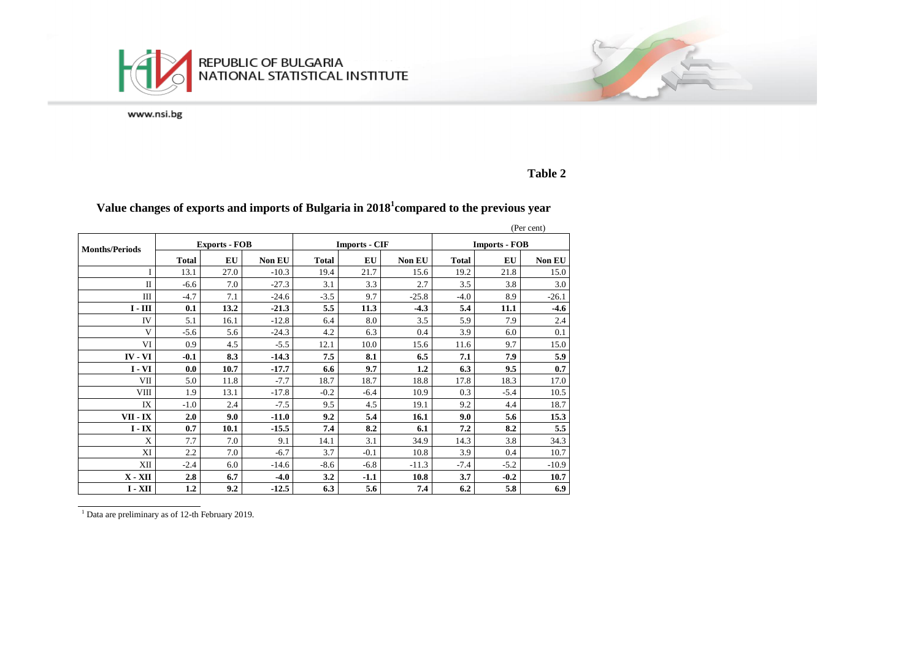**Table 2**

# Value changes of exports and imports of Bulgaria in 2018[1] compared to the previous year

(Per cent)

| Months/Periods | Exports - FOB | | | Imports - CIF | | | Imports - FOB | | |
|---|---|---|---|---|---|---|---|---|---|
| | Total | EU | Non EU | Total | EU | Non EU | Total | EU | Non EU |
| I | 13.1 | 27.0 | -10.3 | 19.4 | 21.7 | 15.6 | 19.2 | 21.8 | 15.0 |
| II | -6.6 | 7.0 | -27.3 | 3.1 | 3.3 | 2.7 | 3.5 | 3.8 | 3.0 |
| III | -4.7 | 7.1 | -24.6 | -3.5 | 9.7 | -25.8 | -4.0 | 8.9 | -26.1 |
| **I - III** | **0.1** | **13.2** | **-21.3** | **5.5** | **11.3** | **-4.3** | **5.4** | **11.1** | **-4.6** |
| IV | 5.1 | 16.1 | -12.8 | 6.4 | 8.0 | 3.5 | 5.9 | 7.9 | 2.4 |
| V | -5.6 | 5.6 | -24.3 | 4.2 | 6.3 | 0.4 | 3.9 | 6.0 | 0.1 |
| VI | 0.9 | 4.5 | -5.5 | 12.1 | 10.0 | 15.6 | 11.6 | 9.7 | 15.0 |
| **IV - VI** | **-0.1** | **8.3** | **-14.3** | **7.5** | **8.1** | **6.5** | **7.1** | **7.9** | **5.9** |
| **I - VI** | **0.0** | **10.7** | **-17.7** | **6.6** | **9.7** | **1.2** | **6.3** | **9.5** | **0.7** |
| VII | 5.0 | 11.8 | -7.7 | 18.7 | 18.7 | 18.8 | 17.8 | 18.3 | 17.0 |
| VIII | 1.9 | 13.1 | -17.8 | -0.2 | -6.4 | 10.9 | 0.3 | -5.4 | 10.5 |
| IX | -1.0 | 2.4 | -7.5 | 9.5 | 4.5 | 19.1 | 9.2 | 4.4 | 18.7 |
| **VII - IX** | **2.0** | **9.0** | **-11.0** | **9.2** | **5.4** | **16.1** | **9.0** | **5.6** | **15.3** |
| **I - IX** | **0.7** | **10.1** | **-15.5** | **7.4** | **8.2** | **6.1** | **7.2** | **8.2** | **5.5** |
| X | 7.7 | 7.0 | 9.1 | 14.1 | 3.1 | 34.9 | 14.3 | 3.8 | 34.3 |
| XI | 2.2 | 7.0 | -6.7 | 3.7 | -0.1 | 10.8 | 3.9 | 0.4 | 10.7 |
| XII | -2.4 | 6.0 | -14.6 | -8.6 | -6.8 | -11.3 | -7.4 | -5.2 | -10.9 |
| **X - XII** | **2.8** | **6.7** | **-4.0** | **3.2** | **-1.1** | **10.8** | **3.7** | **-0.2** | **10.7** |
| **I - XII** | **1.2** | **9.2** | **-12.5** | **6.3** | **5.6** | **7.4** | **6.2** | **5.8** | **6.9** |

[1] Data are preliminary as of 12-th February 2019.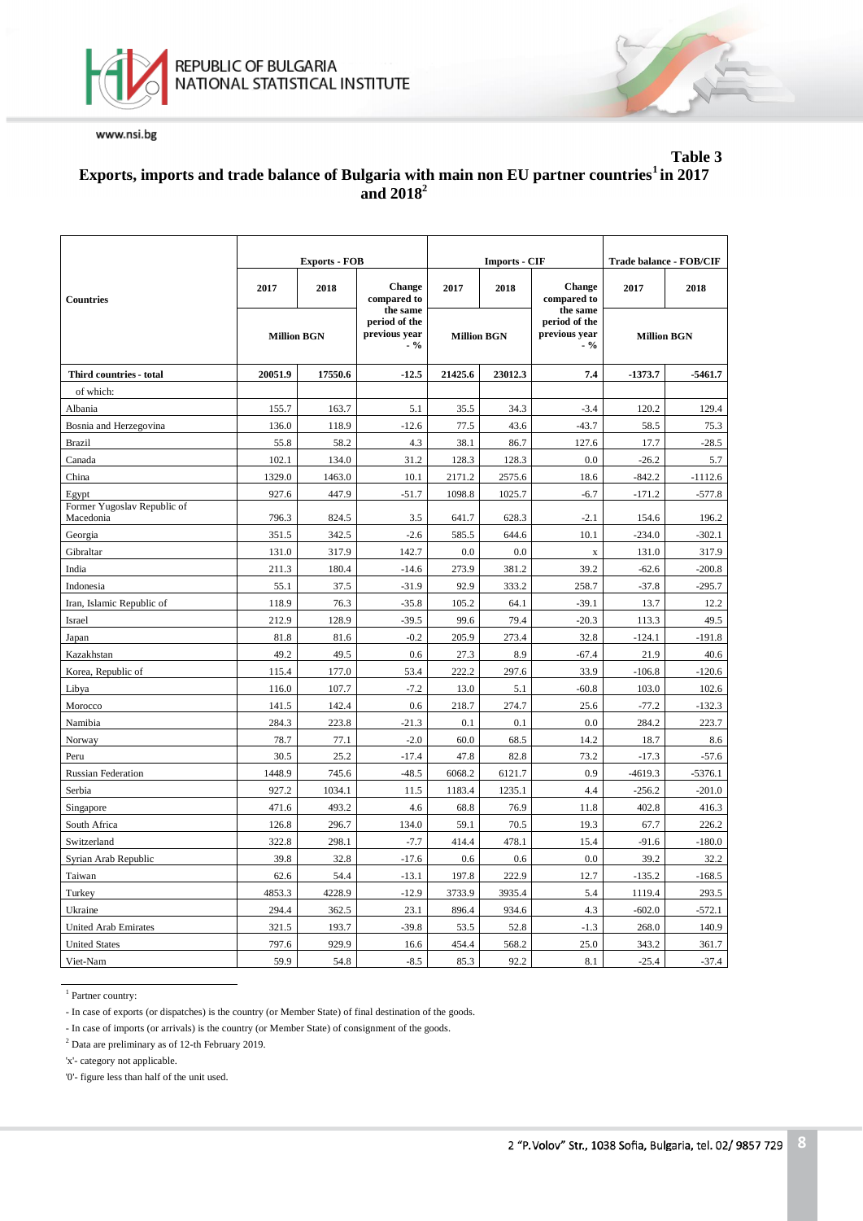Table 3

**Exports, imports and trade balance of Bulgaria with main non EU partner countries[1] in 2017 and 2018[2]**

| Countries | Exports - FOB | | | Imports - CIF | | | Trade balance - FOB/CIF | |
|---|---|---|---|---|---|---|---|---|
| | 2017 | 2018 | Change compared to the same period of the previous year - % | 2017 | 2018 | Change compared to the same period of the previous year - % | 2017 | 2018 |
| | Million BGN | | | Million BGN | | | Million BGN | |
| **Third countries - total** | **20051.9** | **17550.6** | **-12.5** | **21425.6** | **23012.3** | **7.4** | **-1373.7** | **-5461.7** |
| of which: | | | | | | | | |
| Albania | 155.7 | 163.7 | 5.1 | 35.5 | 34.3 | -3.4 | 120.2 | 129.4 |
| Bosnia and Herzegovina | 136.0 | 118.9 | -12.6 | 77.5 | 43.6 | -43.7 | 58.5 | 75.3 |
| Brazil | 55.8 | 58.2 | 4.3 | 38.1 | 86.7 | 127.6 | 17.7 | -28.5 |
| Canada | 102.1 | 134.0 | 31.2 | 128.3 | 128.3 | 0.0 | -26.2 | 5.7 |
| China | 1329.0 | 1463.0 | 10.1 | 2171.2 | 2575.6 | 18.6 | -842.2 | -1112.6 |
| Egypt | 927.6 | 447.9 | -51.7 | 1098.8 | 1025.7 | -6.7 | -171.2 | -577.8 |
| Former Yugoslav Republic of Macedonia | 796.3 | 824.5 | 3.5 | 641.7 | 628.3 | -2.1 | 154.6 | 196.2 |
| Georgia | 351.5 | 342.5 | -2.6 | 585.5 | 644.6 | 10.1 | -234.0 | -302.1 |
| Gibraltar | 131.0 | 317.9 | 142.7 | 0.0 | 0.0 | x | 131.0 | 317.9 |
| India | 211.3 | 180.4 | -14.6 | 273.9 | 381.2 | 39.2 | -62.6 | -200.8 |
| Indonesia | 55.1 | 37.5 | -31.9 | 92.9 | 333.2 | 258.7 | -37.8 | -295.7 |
| Iran, Islamic Republic of | 118.9 | 76.3 | -35.8 | 105.2 | 64.1 | -39.1 | 13.7 | 12.2 |
| Israel | 212.9 | 128.9 | -39.5 | 99.6 | 79.4 | -20.3 | 113.3 | 49.5 |
| Japan | 81.8 | 81.6 | -0.2 | 205.9 | 273.4 | 32.8 | -124.1 | -191.8 |
| Kazakhstan | 49.2 | 49.5 | 0.6 | 27.3 | 8.9 | -67.4 | 21.9 | 40.6 |
| Korea, Republic of | 115.4 | 177.0 | 53.4 | 222.2 | 297.6 | 33.9 | -106.8 | -120.6 |
| Libya | 116.0 | 107.7 | -7.2 | 13.0 | 5.1 | -60.8 | 103.0 | 102.6 |
| Morocco | 141.5 | 142.4 | 0.6 | 218.7 | 274.7 | 25.6 | -77.2 | -132.3 |
| Namibia | 284.3 | 223.8 | -21.3 | 0.1 | 0.1 | 0.0 | 284.2 | 223.7 |
| Norway | 78.7 | 77.1 | -2.0 | 60.0 | 68.5 | 14.2 | 18.7 | 8.6 |
| Peru | 30.5 | 25.2 | -17.4 | 47.8 | 82.8 | 73.2 | -17.3 | -57.6 |
| Russian Federation | 1448.9 | 745.6 | -48.5 | 6068.2 | 6121.7 | 0.9 | -4619.3 | -5376.1 |
| Serbia | 927.2 | 1034.1 | 11.5 | 1183.4 | 1235.1 | 4.4 | -256.2 | -201.0 |
| Singapore | 471.6 | 493.2 | 4.6 | 68.8 | 76.9 | 11.8 | 402.8 | 416.3 |
| South Africa | 126.8 | 296.7 | 134.0 | 59.1 | 70.5 | 19.3 | 67.7 | 226.2 |
| Switzerland | 322.8 | 298.1 | -7.7 | 414.4 | 478.1 | 15.4 | -91.6 | -180.0 |
| Syrian Arab Republic | 39.8 | 32.8 | -17.6 | 0.6 | 0.6 | 0.0 | 39.2 | 32.2 |
| Taiwan | 62.6 | 54.4 | -13.1 | 197.8 | 222.9 | 12.7 | -135.2 | -168.5 |
| Turkey | 4853.3 | 4228.9 | -12.9 | 3733.9 | 3935.4 | 5.4 | 1119.4 | 293.5 |
| Ukraine | 294.4 | 362.5 | 23.1 | 896.4 | 934.6 | 4.3 | -602.0 | -572.1 |
| United Arab Emirates | 321.5 | 193.7 | -39.8 | 53.5 | 52.8 | -1.3 | 268.0 | 140.9 |
| United States | 797.6 | 929.9 | 16.6 | 454.4 | 568.2 | 25.0 | 343.2 | 361.7 |
| Viet-Nam | 59.9 | 54.8 | -8.5 | 85.3 | 92.2 | 8.1 | -25.4 | -37.4 |

[1] Partner country:

- In case of exports (or dispatches) is the country (or Member State) of final destination of the goods.

- In case of imports (or arrivals) is the country (or Member State) of consignment of the goods.

[2] Data are preliminary as of 12-th February 2019.

'x'- category not applicable.

'0'- figure less than half of the unit used.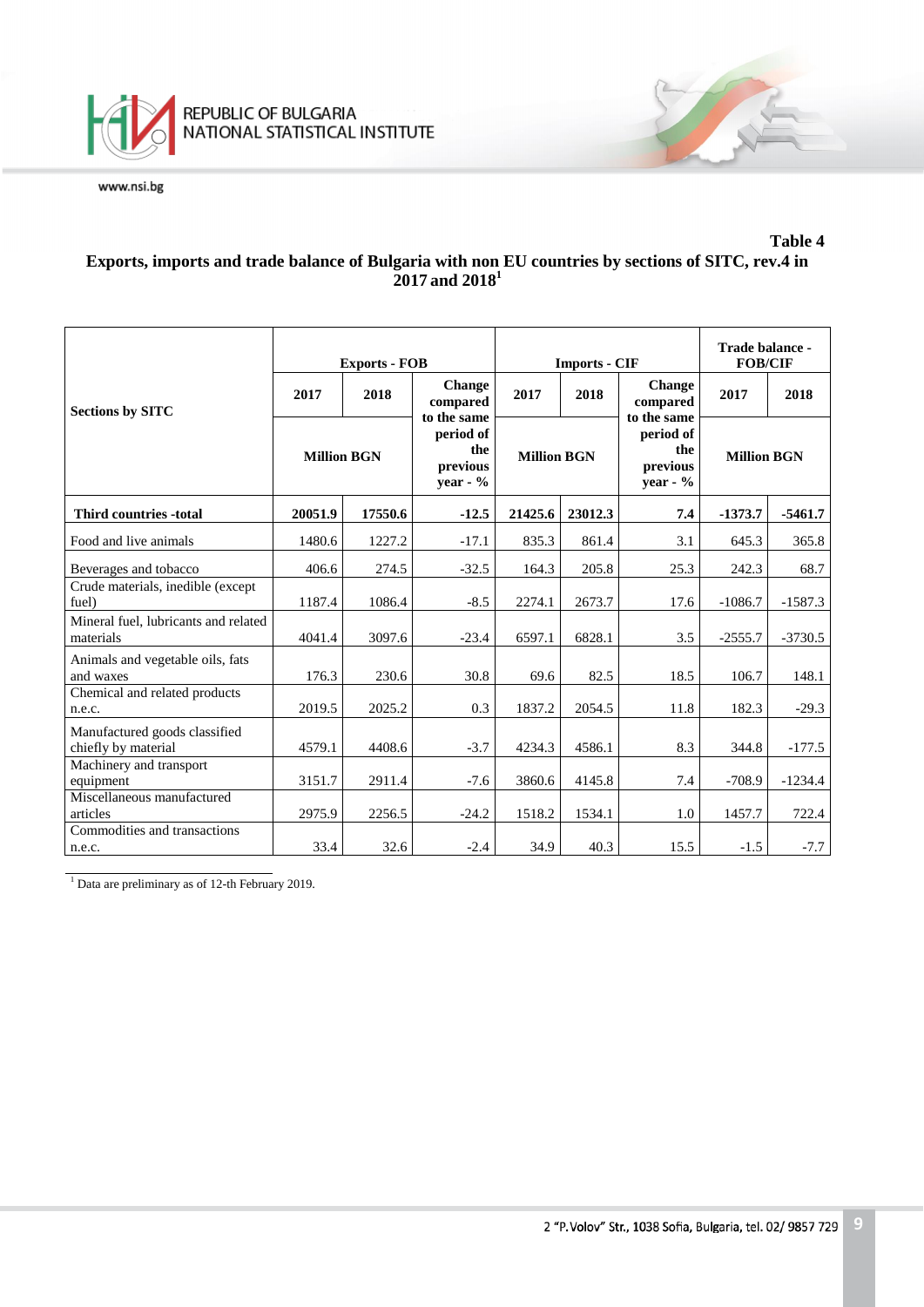**Table 4**

## Exports, imports and trade balance of Bulgaria with non EU countries by sections of SITC, rev.4 in 2017 and 2018[1]

| Sections by SITC | Exports - FOB | | | Imports - CIF | | | Trade balance - FOB/CIF | |
|---|---|---|---|---|---|---|---|---|
| | 2017 | 2018 | Change compared to the same period of the previous year - % | 2017 | 2018 | Change compared to the same period of the previous year - % | 2017 | 2018 |
| | Million BGN | | | Million BGN | | | Million BGN | |
| **Third countries -total** | **20051.9** | **17550.6** | **-12.5** | **21425.6** | **23012.3** | **7.4** | **-1373.7** | **-5461.7** |
| Food and live animals | 1480.6 | 1227.2 | -17.1 | 835.3 | 861.4 | 3.1 | 645.3 | 365.8 |
| Beverages and tobacco | 406.6 | 274.5 | -32.5 | 164.3 | 205.8 | 25.3 | 242.3 | 68.7 |
| Crude materials, inedible (except fuel) | 1187.4 | 1086.4 | -8.5 | 2274.1 | 2673.7 | 17.6 | -1086.7 | -1587.3 |
| Mineral fuel, lubricants and related materials | 4041.4 | 3097.6 | -23.4 | 6597.1 | 6828.1 | 3.5 | -2555.7 | -3730.5 |
| Animals and vegetable oils, fats and waxes | 176.3 | 230.6 | 30.8 | 69.6 | 82.5 | 18.5 | 106.7 | 148.1 |
| Chemical and related products n.e.c. | 2019.5 | 2025.2 | 0.3 | 1837.2 | 2054.5 | 11.8 | 182.3 | -29.3 |
| Manufactured goods classified chiefly by material | 4579.1 | 4408.6 | -3.7 | 4234.3 | 4586.1 | 8.3 | 344.8 | -177.5 |
| Machinery and transport equipment | 3151.7 | 2911.4 | -7.6 | 3860.6 | 4145.8 | 7.4 | -708.9 | -1234.4 |
| Miscellaneous manufactured articles | 2975.9 | 2256.5 | -24.2 | 1518.2 | 1534.1 | 1.0 | 1457.7 | 722.4 |
| Commodities and transactions n.e.c. | 33.4 | 32.6 | -2.4 | 34.9 | 40.3 | 15.5 | -1.5 | -7.7 |

[1] Data are preliminary as of 12-th February 2019.